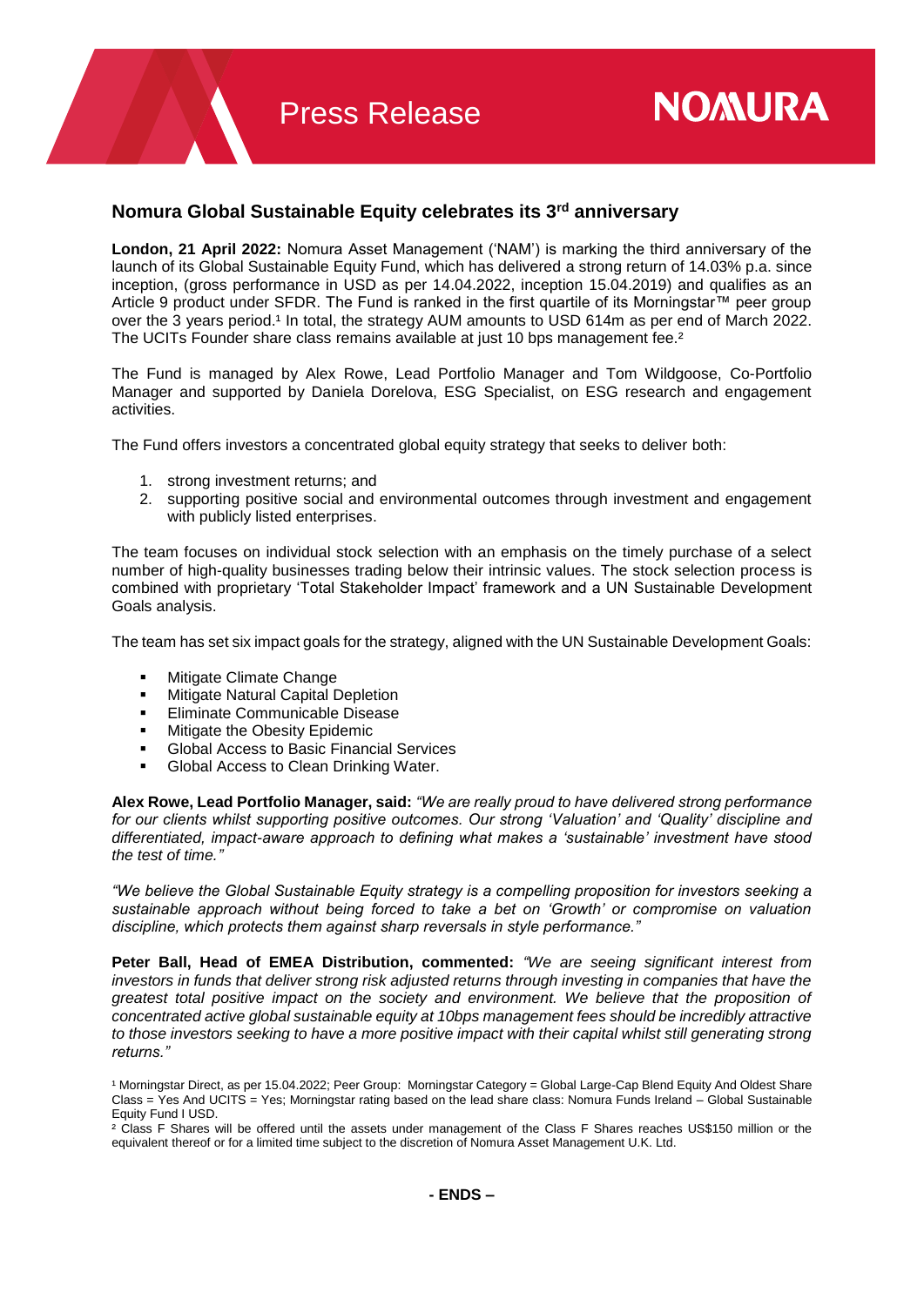Press Release

NOMURA

# Nomura Global Sustainable Equity celebrates its 3rd anniversary

**London, 21 April 2022:** Nomura Asset Management ('NAM') is marking the third anniversary of the launch of its Global Sustainable Equity Fund, which has delivered a strong return of 14.03% p.a. since inception, (gross performance in USD as per 14.04.2022, inception 15.04.2019) and qualifies as an Article 9 product under SFDR. The Fund is ranked in the first quartile of its Morningstar™ peer group over the 3 years period.[1] In total, the strategy AUM amounts to USD 614m as per end of March 2022. The UCITs Founder share class remains available at just 10 bps management fee.[2]

The Fund is managed by Alex Rowe, Lead Portfolio Manager and Tom Wildgoose, Co-Portfolio Manager and supported by Daniela Dorelova, ESG Specialist, on ESG research and engagement activities.

The Fund offers investors a concentrated global equity strategy that seeks to deliver both:

1. strong investment returns; and
2. supporting positive social and environmental outcomes through investment and engagement with publicly listed enterprises.

The team focuses on individual stock selection with an emphasis on the timely purchase of a select number of high-quality businesses trading below their intrinsic values. The stock selection process is combined with proprietary 'Total Stakeholder Impact' framework and a UN Sustainable Development Goals analysis.

The team has set six impact goals for the strategy, aligned with the UN Sustainable Development Goals:

- Mitigate Climate Change
- Mitigate Natural Capital Depletion
- Eliminate Communicable Disease
- Mitigate the Obesity Epidemic
- Global Access to Basic Financial Services
- Global Access to Clean Drinking Water.

**Alex Rowe, Lead Portfolio Manager, said:** *"We are really proud to have delivered strong performance for our clients whilst supporting positive outcomes. Our strong 'Valuation' and 'Quality' discipline and differentiated, impact-aware approach to defining what makes a 'sustainable' investment have stood the test of time."*

*"We believe the Global Sustainable Equity strategy is a compelling proposition for investors seeking a sustainable approach without being forced to take a bet on 'Growth' or compromise on valuation discipline, which protects them against sharp reversals in style performance."*

**Peter Ball, Head of EMEA Distribution, commented:** *"We are seeing significant interest from investors in funds that deliver strong risk adjusted returns through investing in companies that have the greatest total positive impact on the society and environment. We believe that the proposition of concentrated active global sustainable equity at 10bps management fees should be incredibly attractive to those investors seeking to have a more positive impact with their capital whilst still generating strong returns."*

[1] Morningstar Direct, as per 15.04.2022; Peer Group: Morningstar Category = Global Large-Cap Blend Equity And Oldest Share Class = Yes And UCITS = Yes; Morningstar rating based on the lead share class: Nomura Funds Ireland – Global Sustainable Equity Fund I USD.

[2] Class F Shares will be offered until the assets under management of the Class F Shares reaches US$150 million or the equivalent thereof or for a limited time subject to the discretion of Nomura Asset Management U.K. Ltd.

**- ENDS –**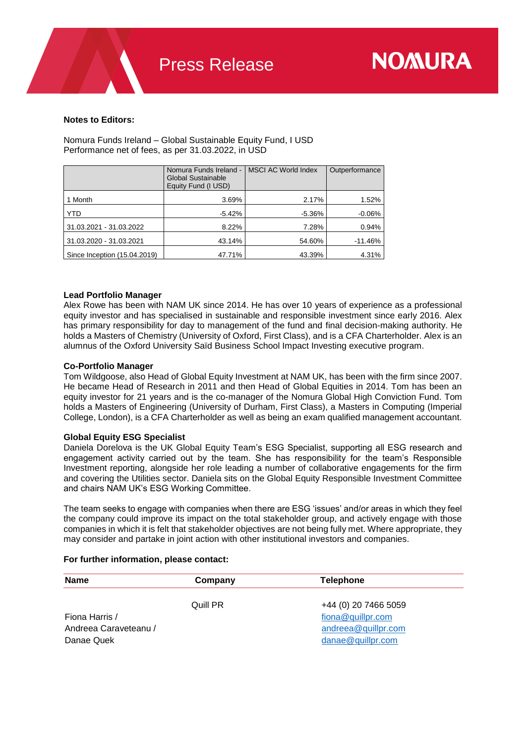**Notes to Editors:**

Nomura Funds Ireland – Global Sustainable Equity Fund, I USD
Performance net of fees, as per 31.03.2022, in USD

| | Nomura Funds Ireland - Global Sustainable Equity Fund (I USD) | MSCI AC World Index | Outperformance |
|---|---|---|---|
| 1 Month | 3.69% | 2.17% | 1.52% |
| YTD | -5.42% | -5.36% | -0.06% |
| 31.03.2021 - 31.03.2022 | 8.22% | 7.28% | 0.94% |
| 31.03.2020 - 31.03.2021 | 43.14% | 54.60% | -11.46% |
| Since Inception (15.04.2019) | 47.71% | 43.39% | 4.31% |

**Lead Portfolio Manager**
Alex Rowe has been with NAM UK since 2014. He has over 10 years of experience as a professional equity investor and has specialised in sustainable and responsible investment since early 2016. Alex has primary responsibility for day to management of the fund and final decision-making authority. He holds a Masters of Chemistry (University of Oxford, First Class), and is a CFA Charterholder. Alex is an alumnus of the Oxford University Saïd Business School Impact Investing executive program.

**Co-Portfolio Manager**
Tom Wildgoose, also Head of Global Equity Investment at NAM UK, has been with the firm since 2007. He became Head of Research in 2011 and then Head of Global Equities in 2014. Tom has been an equity investor for 21 years and is the co-manager of the Nomura Global High Conviction Fund. Tom holds a Masters of Engineering (University of Durham, First Class), a Masters in Computing (Imperial College, London), is a CFA Charterholder as well as being an exam qualified management accountant.

**Global Equity ESG Specialist**
Daniela Dorelova is the UK Global Equity Team's ESG Specialist, supporting all ESG research and engagement activity carried out by the team. She has responsibility for the team's Responsible Investment reporting, alongside her role leading a number of collaborative engagements for the firm and covering the Utilities sector. Daniela sits on the Global Equity Responsible Investment Committee and chairs NAM UK's ESG Working Committee.

The team seeks to engage with companies when there are ESG 'issues' and/or areas in which they feel the company could improve its impact on the total stakeholder group, and actively engage with those companies in which it is felt that stakeholder objectives are not fully met. Where appropriate, they may consider and partake in joint action with other institutional investors and companies.

**For further information, please contact:**

| Name | Company | Telephone |
|---|---|---|
| Fiona Harris / Andreea Caraveteanu / Danae Quek | Quill PR | +44 (0) 20 7466 5059<br>fiona@quillpr.com<br>andreea@quillpr.com<br>danae@quillpr.com |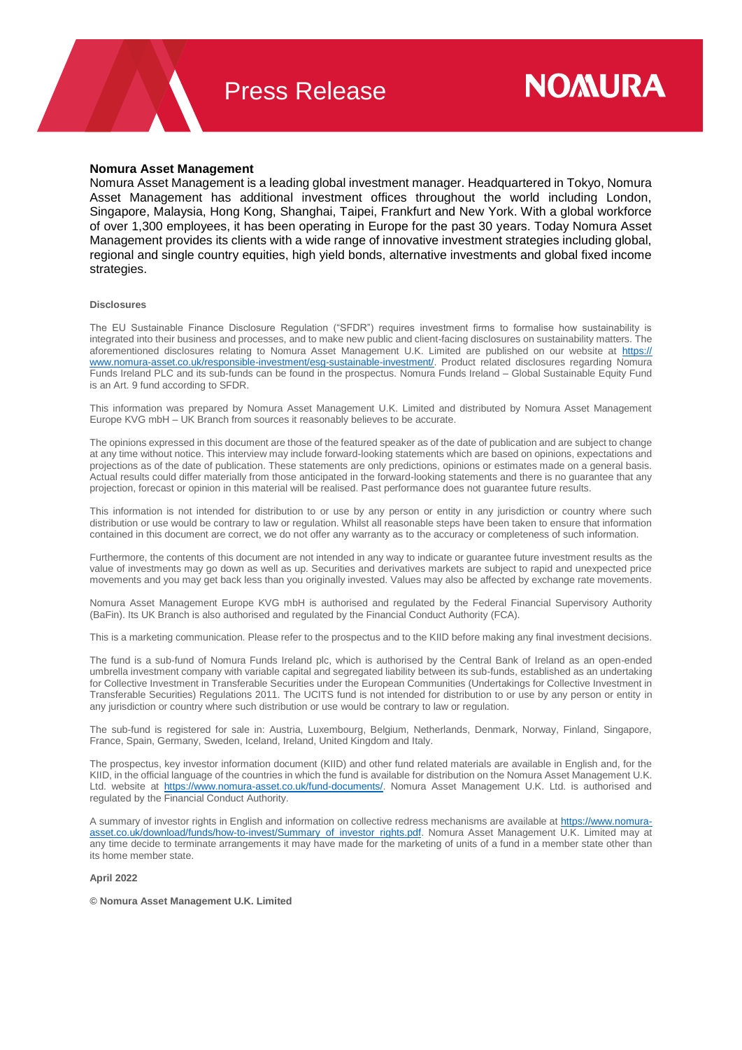**Nomura Asset Management**

Nomura Asset Management is a leading global investment manager. Headquartered in Tokyo, Nomura Asset Management has additional investment offices throughout the world including London, Singapore, Malaysia, Hong Kong, Shanghai, Taipei, Frankfurt and New York. With a global workforce of over 1,300 employees, it has been operating in Europe for the past 30 years. Today Nomura Asset Management provides its clients with a wide range of innovative investment strategies including global, regional and single country equities, high yield bonds, alternative investments and global fixed income strategies.

**Disclosures**

The EU Sustainable Finance Disclosure Regulation ("SFDR") requires investment firms to formalise how sustainability is integrated into their business and processes, and to make new public and client-facing disclosures on sustainability matters. The aforementioned disclosures relating to Nomura Asset Management U.K. Limited are published on our website at https://www.nomura-asset.co.uk/responsible-investment/esg-sustainable-investment/. Product related disclosures regarding Nomura Funds Ireland PLC and its sub-funds can be found in the prospectus. Nomura Funds Ireland – Global Sustainable Equity Fund is an Art. 9 fund according to SFDR.

This information was prepared by Nomura Asset Management U.K. Limited and distributed by Nomura Asset Management Europe KVG mbH – UK Branch from sources it reasonably believes to be accurate.

The opinions expressed in this document are those of the featured speaker as of the date of publication and are subject to change at any time without notice. This interview may include forward-looking statements which are based on opinions, expectations and projections as of the date of publication. These statements are only predictions, opinions or estimates made on a general basis. Actual results could differ materially from those anticipated in the forward-looking statements and there is no guarantee that any projection, forecast or opinion in this material will be realised. Past performance does not guarantee future results.

This information is not intended for distribution to or use by any person or entity in any jurisdiction or country where such distribution or use would be contrary to law or regulation. Whilst all reasonable steps have been taken to ensure that information contained in this document are correct, we do not offer any warranty as to the accuracy or completeness of such information.

Furthermore, the contents of this document are not intended in any way to indicate or guarantee future investment results as the value of investments may go down as well as up. Securities and derivatives markets are subject to rapid and unexpected price movements and you may get back less than you originally invested. Values may also be affected by exchange rate movements.

Nomura Asset Management Europe KVG mbH is authorised and regulated by the Federal Financial Supervisory Authority (BaFin). Its UK Branch is also authorised and regulated by the Financial Conduct Authority (FCA).

This is a marketing communication. Please refer to the prospectus and to the KIID before making any final investment decisions.

The fund is a sub-fund of Nomura Funds Ireland plc, which is authorised by the Central Bank of Ireland as an open-ended umbrella investment company with variable capital and segregated liability between its sub-funds, established as an undertaking for Collective Investment in Transferable Securities under the European Communities (Undertakings for Collective Investment in Transferable Securities) Regulations 2011. The UCITS fund is not intended for distribution to or use by any person or entity in any jurisdiction or country where such distribution or use would be contrary to law or regulation.

The sub-fund is registered for sale in: Austria, Luxembourg, Belgium, Netherlands, Denmark, Norway, Finland, Singapore, France, Spain, Germany, Sweden, Iceland, Ireland, United Kingdom and Italy.

The prospectus, key investor information document (KIID) and other fund related materials are available in English and, for the KIID, in the official language of the countries in which the fund is available for distribution on the Nomura Asset Management U.K. Ltd. website at https://www.nomura-asset.co.uk/fund-documents/. Nomura Asset Management U.K. Ltd. is authorised and regulated by the Financial Conduct Authority.

A summary of investor rights in English and information on collective redress mechanisms are available at https://www.nomura-asset.co.uk/download/funds/how-to-invest/Summary_of_investor_rights.pdf. Nomura Asset Management U.K. Limited may at any time decide to terminate arrangements it may have made for the marketing of units of a fund in a member state other than its home member state.

**April 2022**

**© Nomura Asset Management U.K. Limited**